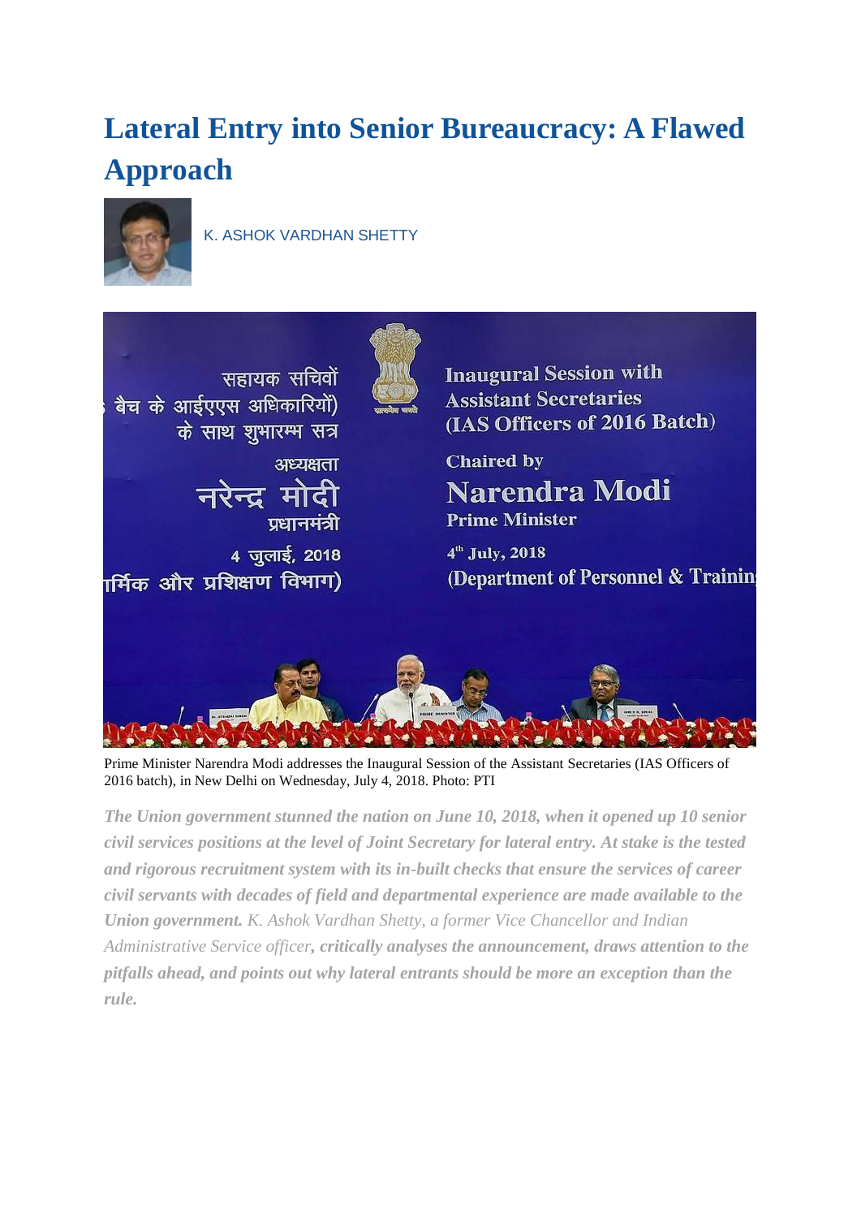# Lateral Entry into Senior Bureaucracy: A Flawed Approach

K. ASHOK VARDHAN SHETTY

Prime Minister Narendra Modi addresses the Inaugural Session of the Assistant Secretaries (IAS Officers of 2016 batch), in New Delhi on Wednesday, July 4, 2018. Photo: PTI

***The Union government stunned the nation on June 10, 2018, when it opened up 10 senior civil services positions at the level of Joint Secretary for lateral entry. At stake is the tested and rigorous recruitment system with its in-built checks that ensure the services of career civil servants with decades of field and departmental experience are made available to the Union government.*** *K. Ashok Vardhan Shetty, a former Vice Chancellor and Indian Administrative Service officer****, critically analyses the announcement, draws attention to the pitfalls ahead, and points out why lateral entrants should be more an exception than the rule.***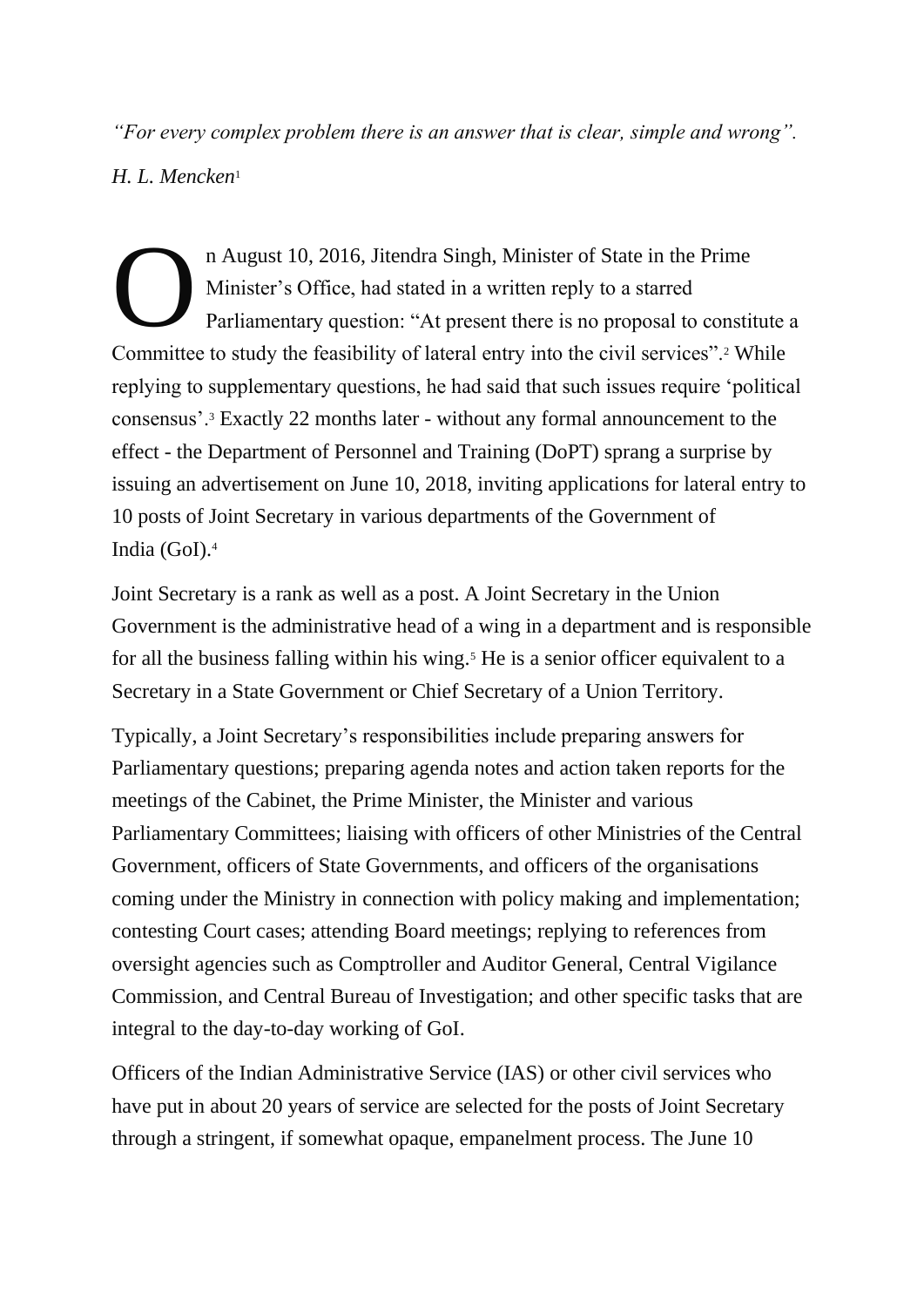*“For every complex problem there is an answer that is clear, simple and wrong”.*

*H. L. Mencken*[1]

On August 10, 2016, Jitendra Singh, Minister of State in the Prime Minister’s Office, had stated in a written reply to a starred Parliamentary question: “At present there is no proposal to constitute a Committee to study the feasibility of lateral entry into the civil services”.[2] While replying to supplementary questions, he had said that such issues require ‘political consensus’.[3] Exactly 22 months later - without any formal announcement to the effect - the Department of Personnel and Training (DoPT) sprang a surprise by issuing an advertisement on June 10, 2018, inviting applications for lateral entry to 10 posts of Joint Secretary in various departments of the Government of India (GoI).[4]

Joint Secretary is a rank as well as a post. A Joint Secretary in the Union Government is the administrative head of a wing in a department and is responsible for all the business falling within his wing.[5] He is a senior officer equivalent to a Secretary in a State Government or Chief Secretary of a Union Territory.

Typically, a Joint Secretary’s responsibilities include preparing answers for Parliamentary questions; preparing agenda notes and action taken reports for the meetings of the Cabinet, the Prime Minister, the Minister and various Parliamentary Committees; liaising with officers of other Ministries of the Central Government, officers of State Governments, and officers of the organisations coming under the Ministry in connection with policy making and implementation; contesting Court cases; attending Board meetings; replying to references from oversight agencies such as Comptroller and Auditor General, Central Vigilance Commission, and Central Bureau of Investigation; and other specific tasks that are integral to the day-to-day working of GoI.

Officers of the Indian Administrative Service (IAS) or other civil services who have put in about 20 years of service are selected for the posts of Joint Secretary through a stringent, if somewhat opaque, empanelment process. The June 10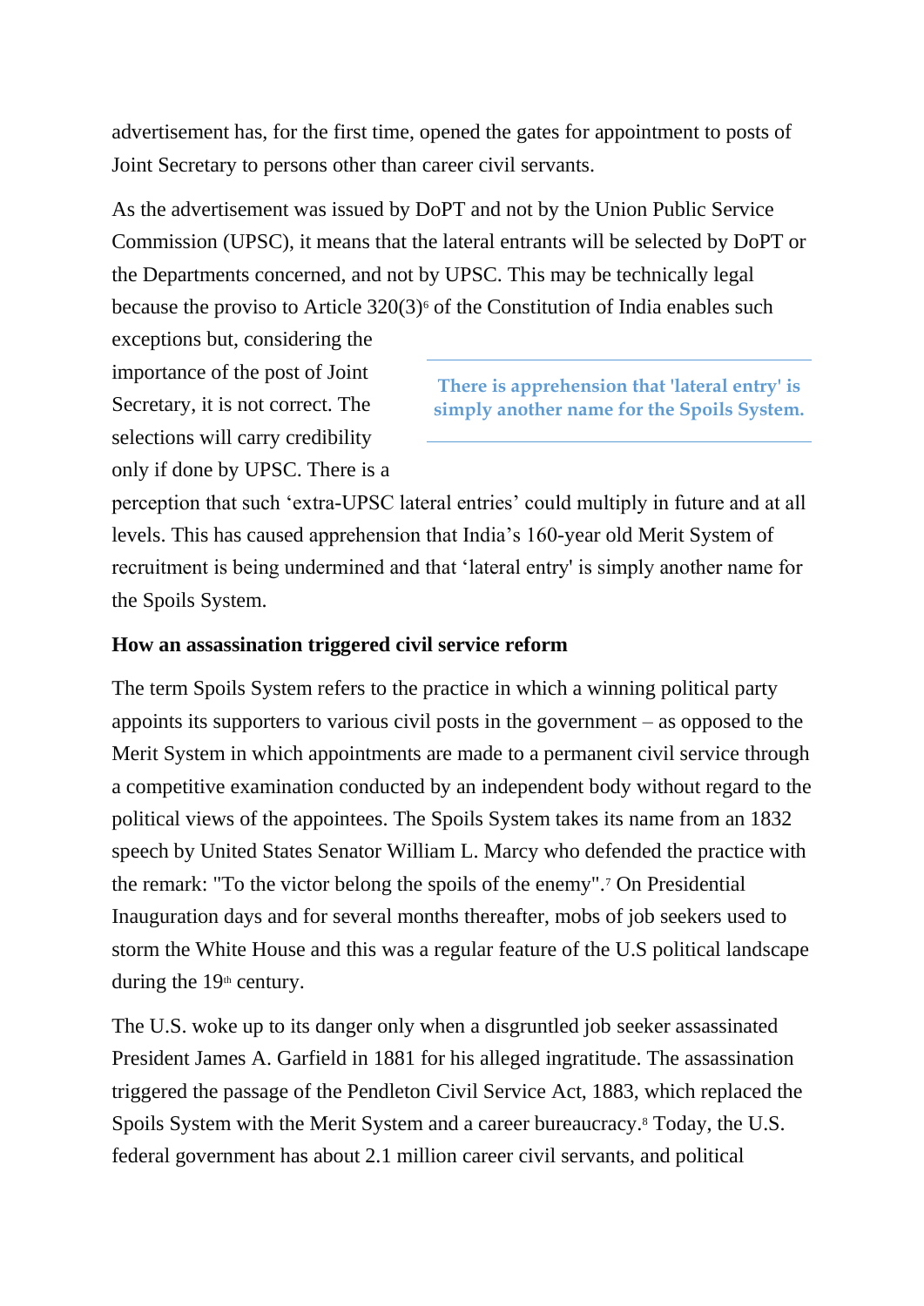advertisement has, for the first time, opened the gates for appointment to posts of Joint Secretary to persons other than career civil servants.

As the advertisement was issued by DoPT and not by the Union Public Service Commission (UPSC), it means that the lateral entrants will be selected by DoPT or the Departments concerned, and not by UPSC. This may be technically legal because the proviso to Article 320(3)[6] of the Constitution of India enables such exceptions but, considering the importance of the post of Joint Secretary, it is not correct. The selections will carry credibility only if done by UPSC. There is a perception that such 'extra-UPSC lateral entries' could multiply in future and at all levels. This has caused apprehension that India's 160-year old Merit System of recruitment is being undermined and that 'lateral entry' is simply another name for the Spoils System.

> **There is apprehension that 'lateral entry' is simply another name for the Spoils System.**

**How an assassination triggered civil service reform**

The term Spoils System refers to the practice in which a winning political party appoints its supporters to various civil posts in the government – as opposed to the Merit System in which appointments are made to a permanent civil service through a competitive examination conducted by an independent body without regard to the political views of the appointees. The Spoils System takes its name from an 1832 speech by United States Senator William L. Marcy who defended the practice with the remark: "To the victor belong the spoils of the enemy".[7] On Presidential Inauguration days and for several months thereafter, mobs of job seekers used to storm the White House and this was a regular feature of the U.S political landscape during the 19th century.

The U.S. woke up to its danger only when a disgruntled job seeker assassinated President James A. Garfield in 1881 for his alleged ingratitude. The assassination triggered the passage of the Pendleton Civil Service Act, 1883, which replaced the Spoils System with the Merit System and a career bureaucracy.[8] Today, the U.S. federal government has about 2.1 million career civil servants, and political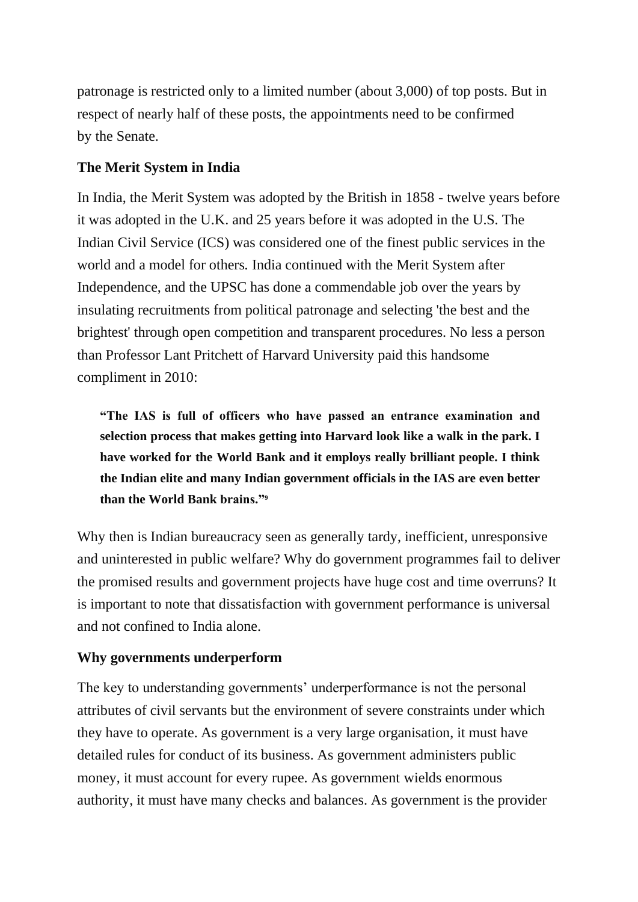patronage is restricted only to a limited number (about 3,000) of top posts. But in respect of nearly half of these posts, the appointments need to be confirmed by the Senate.

### The Merit System in India

In India, the Merit System was adopted by the British in 1858 - twelve years before it was adopted in the U.K. and 25 years before it was adopted in the U.S. The Indian Civil Service (ICS) was considered one of the finest public services in the world and a model for others. India continued with the Merit System after Independence, and the UPSC has done a commendable job over the years by insulating recruitments from political patronage and selecting 'the best and the brightest' through open competition and transparent procedures. No less a person than Professor Lant Pritchett of Harvard University paid this handsome compliment in 2010:

> **"The IAS is full of officers who have passed an entrance examination and selection process that makes getting into Harvard look like a walk in the park. I have worked for the World Bank and it employs really brilliant people. I think the Indian elite and many Indian government officials in the IAS are even better than the World Bank brains."[9]**

Why then is Indian bureaucracy seen as generally tardy, inefficient, unresponsive and uninterested in public welfare? Why do government programmes fail to deliver the promised results and government projects have huge cost and time overruns? It is important to note that dissatisfaction with government performance is universal and not confined to India alone.

### Why governments underperform

The key to understanding governments' underperformance is not the personal attributes of civil servants but the environment of severe constraints under which they have to operate. As government is a very large organisation, it must have detailed rules for conduct of its business. As government administers public money, it must account for every rupee. As government wields enormous authority, it must have many checks and balances. As government is the provider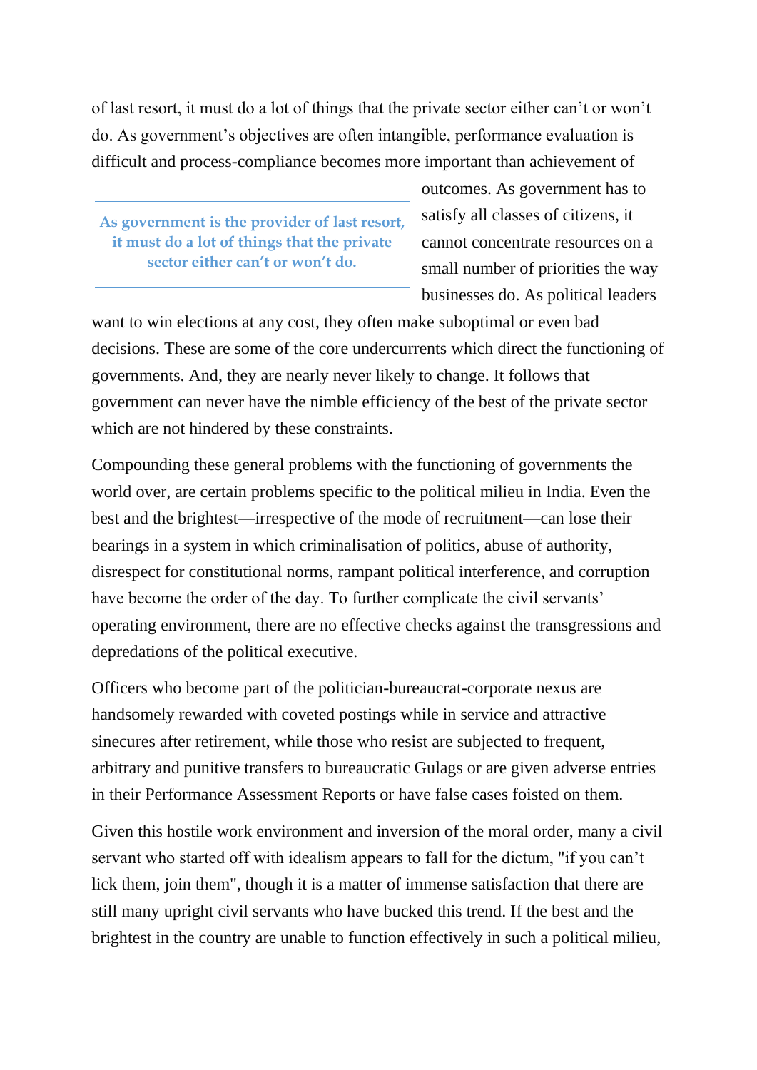of last resort, it must do a lot of things that the private sector either can't or won't do. As government's objectives are often intangible, performance evaluation is difficult and process-compliance becomes more important than achievement of outcomes. As government has to satisfy all classes of citizens, it cannot concentrate resources on a small number of priorities the way businesses do. As political leaders want to win elections at any cost, they often make suboptimal or even bad decisions. These are some of the core undercurrents which direct the functioning of governments. And, they are nearly never likely to change. It follows that government can never have the nimble efficiency of the best of the private sector which are not hindered by these constraints.

> **As government is the provider of last resort, it must do a lot of things that the private sector either can't or won't do.**

Compounding these general problems with the functioning of governments the world over, are certain problems specific to the political milieu in India. Even the best and the brightest—irrespective of the mode of recruitment—can lose their bearings in a system in which criminalisation of politics, abuse of authority, disrespect for constitutional norms, rampant political interference, and corruption have become the order of the day. To further complicate the civil servants' operating environment, there are no effective checks against the transgressions and depredations of the political executive.

Officers who become part of the politician-bureaucrat-corporate nexus are handsomely rewarded with coveted postings while in service and attractive sinecures after retirement, while those who resist are subjected to frequent, arbitrary and punitive transfers to bureaucratic Gulags or are given adverse entries in their Performance Assessment Reports or have false cases foisted on them.

Given this hostile work environment and inversion of the moral order, many a civil servant who started off with idealism appears to fall for the dictum, "if you can't lick them, join them", though it is a matter of immense satisfaction that there are still many upright civil servants who have bucked this trend. If the best and the brightest in the country are unable to function effectively in such a political milieu,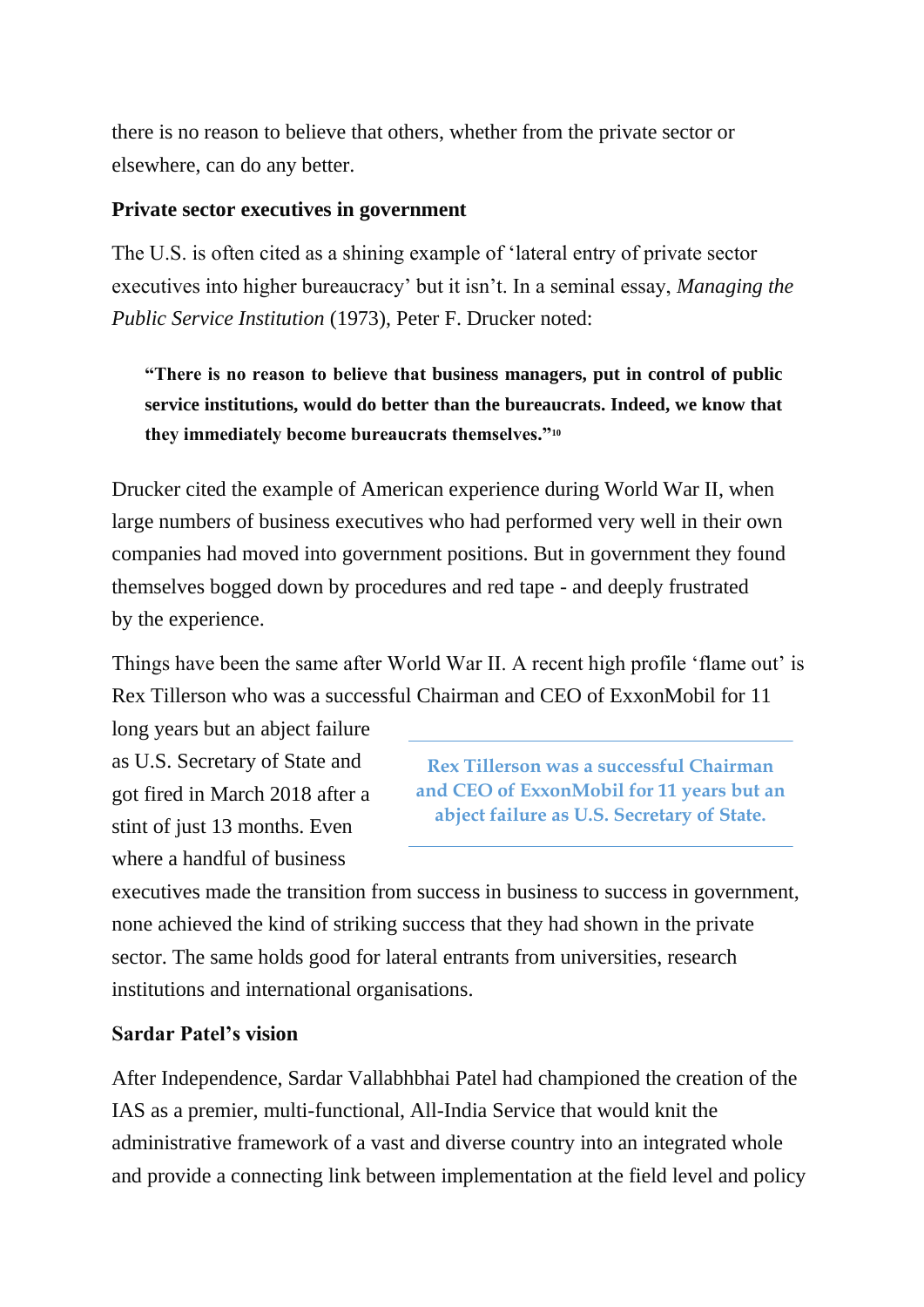there is no reason to believe that others, whether from the private sector or elsewhere, can do any better.

**Private sector executives in government**

The U.S. is often cited as a shining example of 'lateral entry of private sector executives into higher bureaucracy' but it isn't. In a seminal essay, *Managing the Public Service Institution* (1973), Peter F. Drucker noted:

> **"There is no reason to believe that business managers, put in control of public service institutions, would do better than the bureaucrats. Indeed, we know that they immediately become bureaucrats themselves."[10]**

Drucker cited the example of American experience during World War II, when large numbers of business executives who had performed very well in their own companies had moved into government positions. But in government they found themselves bogged down by procedures and red tape - and deeply frustrated by the experience.

Things have been the same after World War II. A recent high profile 'flame out' is Rex Tillerson who was a successful Chairman and CEO of ExxonMobil for 11 long years but an abject failure as U.S. Secretary of State and got fired in March 2018 after a stint of just 13 months. Even where a handful of business executives made the transition from success in business to success in government, none achieved the kind of striking success that they had shown in the private sector. The same holds good for lateral entrants from universities, research institutions and international organisations.

> **Rex Tillerson was a successful Chairman and CEO of ExxonMobil for 11 years but an abject failure as U.S. Secretary of State.**

**Sardar Patel's vision**

After Independence, Sardar Vallabhbhai Patel had championed the creation of the IAS as a premier, multi-functional, All-India Service that would knit the administrative framework of a vast and diverse country into an integrated whole and provide a connecting link between implementation at the field level and policy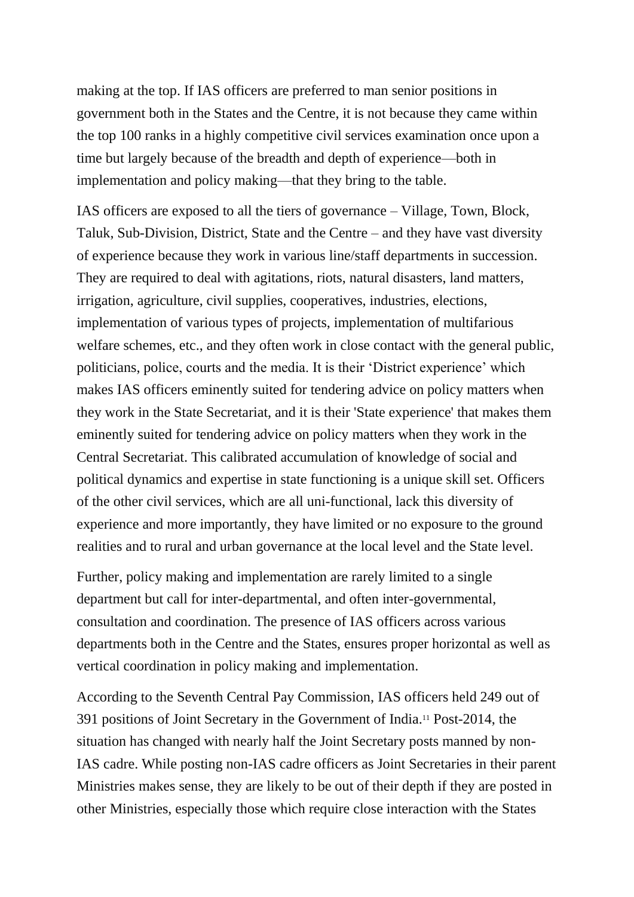making at the top. If IAS officers are preferred to man senior positions in government both in the States and the Centre, it is not because they came within the top 100 ranks in a highly competitive civil services examination once upon a time but largely because of the breadth and depth of experience—both in implementation and policy making—that they bring to the table.

IAS officers are exposed to all the tiers of governance – Village, Town, Block, Taluk, Sub-Division, District, State and the Centre – and they have vast diversity of experience because they work in various line/staff departments in succession. They are required to deal with agitations, riots, natural disasters, land matters, irrigation, agriculture, civil supplies, cooperatives, industries, elections, implementation of various types of projects, implementation of multifarious welfare schemes, etc., and they often work in close contact with the general public, politicians, police, courts and the media. It is their 'District experience' which makes IAS officers eminently suited for tendering advice on policy matters when they work in the State Secretariat, and it is their 'State experience' that makes them eminently suited for tendering advice on policy matters when they work in the Central Secretariat. This calibrated accumulation of knowledge of social and political dynamics and expertise in state functioning is a unique skill set. Officers of the other civil services, which are all uni-functional, lack this diversity of experience and more importantly, they have limited or no exposure to the ground realities and to rural and urban governance at the local level and the State level.

Further, policy making and implementation are rarely limited to a single department but call for inter-departmental, and often inter-governmental, consultation and coordination. The presence of IAS officers across various departments both in the Centre and the States, ensures proper horizontal as well as vertical coordination in policy making and implementation.

According to the Seventh Central Pay Commission, IAS officers held 249 out of 391 positions of Joint Secretary in the Government of India.[11] Post-2014, the situation has changed with nearly half the Joint Secretary posts manned by non-IAS cadre. While posting non-IAS cadre officers as Joint Secretaries in their parent Ministries makes sense, they are likely to be out of their depth if they are posted in other Ministries, especially those which require close interaction with the States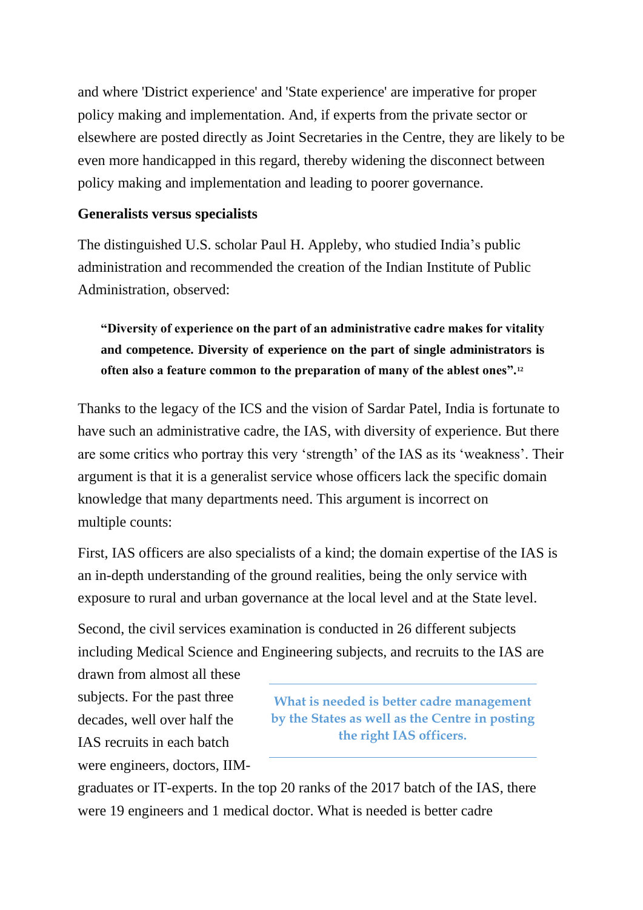and where 'District experience' and 'State experience' are imperative for proper policy making and implementation. And, if experts from the private sector or elsewhere are posted directly as Joint Secretaries in the Centre, they are likely to be even more handicapped in this regard, thereby widening the disconnect between policy making and implementation and leading to poorer governance.

### Generalists versus specialists

The distinguished U.S. scholar Paul H. Appleby, who studied India's public administration and recommended the creation of the Indian Institute of Public Administration, observed:

> **"Diversity of experience on the part of an administrative cadre makes for vitality and competence. Diversity of experience on the part of single administrators is often also a feature common to the preparation of many of the ablest ones".**[12]

Thanks to the legacy of the ICS and the vision of Sardar Patel, India is fortunate to have such an administrative cadre, the IAS, with diversity of experience. But there are some critics who portray this very 'strength' of the IAS as its 'weakness'. Their argument is that it is a generalist service whose officers lack the specific domain knowledge that many departments need. This argument is incorrect on multiple counts:

First, IAS officers are also specialists of a kind; the domain expertise of the IAS is an in-depth understanding of the ground realities, being the only service with exposure to rural and urban governance at the local level and at the State level.

Second, the civil services examination is conducted in 26 different subjects including Medical Science and Engineering subjects, and recruits to the IAS are drawn from almost all these subjects. For the past three decades, well over half the IAS recruits in each batch were engineers, doctors, IIM-graduates or IT-experts. In the top 20 ranks of the 2017 batch of the IAS, there were 19 engineers and 1 medical doctor. What is needed is better cadre

> **What is needed is better cadre management by the States as well as the Centre in posting the right IAS officers.**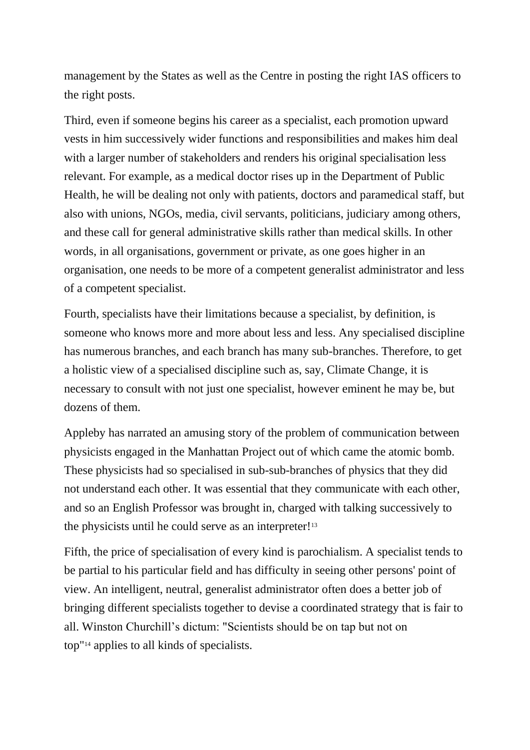management by the States as well as the Centre in posting the right IAS officers to the right posts.

Third, even if someone begins his career as a specialist, each promotion upward vests in him successively wider functions and responsibilities and makes him deal with a larger number of stakeholders and renders his original specialisation less relevant. For example, as a medical doctor rises up in the Department of Public Health, he will be dealing not only with patients, doctors and paramedical staff, but also with unions, NGOs, media, civil servants, politicians, judiciary among others, and these call for general administrative skills rather than medical skills. In other words, in all organisations, government or private, as one goes higher in an organisation, one needs to be more of a competent generalist administrator and less of a competent specialist.

Fourth, specialists have their limitations because a specialist, by definition, is someone who knows more and more about less and less. Any specialised discipline has numerous branches, and each branch has many sub-branches. Therefore, to get a holistic view of a specialised discipline such as, say, Climate Change, it is necessary to consult with not just one specialist, however eminent he may be, but dozens of them.

Appleby has narrated an amusing story of the problem of communication between physicists engaged in the Manhattan Project out of which came the atomic bomb. These physicists had so specialised in sub-sub-branches of physics that they did not understand each other. It was essential that they communicate with each other, and so an English Professor was brought in, charged with talking successively to the physicists until he could serve as an interpreter![13]

Fifth, the price of specialisation of every kind is parochialism. A specialist tends to be partial to his particular field and has difficulty in seeing other persons' point of view. An intelligent, neutral, generalist administrator often does a better job of bringing different specialists together to devise a coordinated strategy that is fair to all. Winston Churchill's dictum: "Scientists should be on tap but not on top"[14] applies to all kinds of specialists.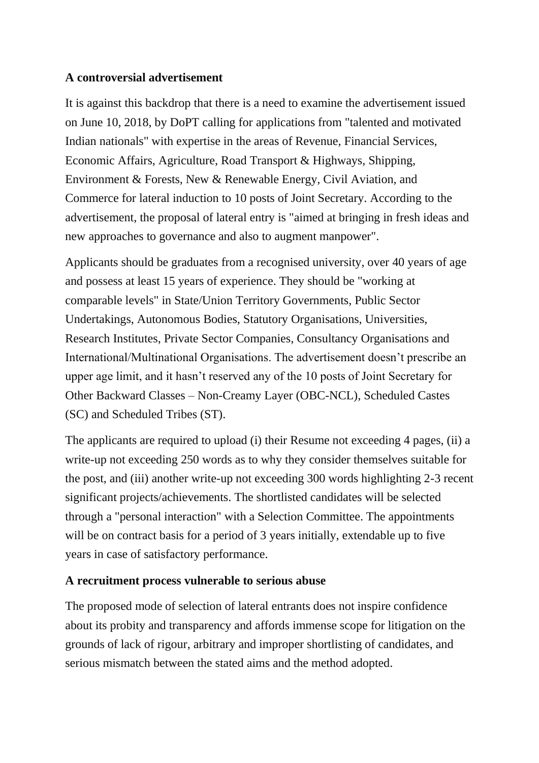**A controversial advertisement**

It is against this backdrop that there is a need to examine the advertisement issued on June 10, 2018, by DoPT calling for applications from "talented and motivated Indian nationals" with expertise in the areas of Revenue, Financial Services, Economic Affairs, Agriculture, Road Transport & Highways, Shipping, Environment & Forests, New & Renewable Energy, Civil Aviation, and Commerce for lateral induction to 10 posts of Joint Secretary. According to the advertisement, the proposal of lateral entry is "aimed at bringing in fresh ideas and new approaches to governance and also to augment manpower".

Applicants should be graduates from a recognised university, over 40 years of age and possess at least 15 years of experience. They should be "working at comparable levels" in State/Union Territory Governments, Public Sector Undertakings, Autonomous Bodies, Statutory Organisations, Universities, Research Institutes, Private Sector Companies, Consultancy Organisations and International/Multinational Organisations. The advertisement doesn't prescribe an upper age limit, and it hasn't reserved any of the 10 posts of Joint Secretary for Other Backward Classes – Non-Creamy Layer (OBC-NCL), Scheduled Castes (SC) and Scheduled Tribes (ST).

The applicants are required to upload (i) their Resume not exceeding 4 pages, (ii) a write-up not exceeding 250 words as to why they consider themselves suitable for the post, and (iii) another write-up not exceeding 300 words highlighting 2-3 recent significant projects/achievements. The shortlisted candidates will be selected through a "personal interaction" with a Selection Committee. The appointments will be on contract basis for a period of 3 years initially, extendable up to five years in case of satisfactory performance.

**A recruitment process vulnerable to serious abuse**

The proposed mode of selection of lateral entrants does not inspire confidence about its probity and transparency and affords immense scope for litigation on the grounds of lack of rigour, arbitrary and improper shortlisting of candidates, and serious mismatch between the stated aims and the method adopted.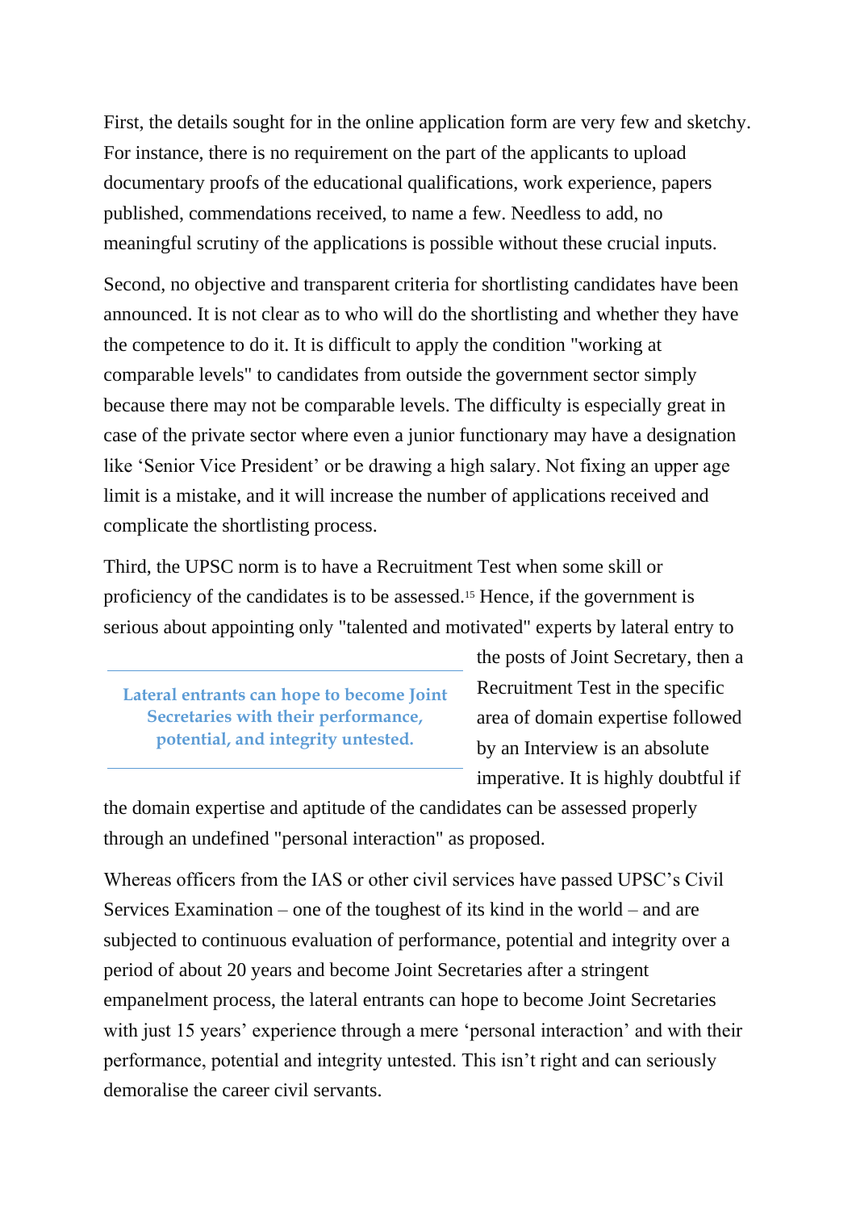First, the details sought for in the online application form are very few and sketchy. For instance, there is no requirement on the part of the applicants to upload documentary proofs of the educational qualifications, work experience, papers published, commendations received, to name a few. Needless to add, no meaningful scrutiny of the applications is possible without these crucial inputs.

Second, no objective and transparent criteria for shortlisting candidates have been announced. It is not clear as to who will do the shortlisting and whether they have the competence to do it. It is difficult to apply the condition "working at comparable levels" to candidates from outside the government sector simply because there may not be comparable levels. The difficulty is especially great in case of the private sector where even a junior functionary may have a designation like 'Senior Vice President' or be drawing a high salary. Not fixing an upper age limit is a mistake, and it will increase the number of applications received and complicate the shortlisting process.

Third, the UPSC norm is to have a Recruitment Test when some skill or proficiency of the candidates is to be assessed.[15] Hence, if the government is serious about appointing only "talented and motivated" experts by lateral entry to the posts of Joint Secretary, then a Recruitment Test in the specific area of domain expertise followed by an Interview is an absolute imperative. It is highly doubtful if the domain expertise and aptitude of the candidates can be assessed properly through an undefined "personal interaction" as proposed.

> **Lateral entrants can hope to become Joint Secretaries with their performance, potential, and integrity untested.**

Whereas officers from the IAS or other civil services have passed UPSC's Civil Services Examination – one of the toughest of its kind in the world – and are subjected to continuous evaluation of performance, potential and integrity over a period of about 20 years and become Joint Secretaries after a stringent empanelment process, the lateral entrants can hope to become Joint Secretaries with just 15 years' experience through a mere 'personal interaction' and with their performance, potential and integrity untested. This isn't right and can seriously demoralise the career civil servants.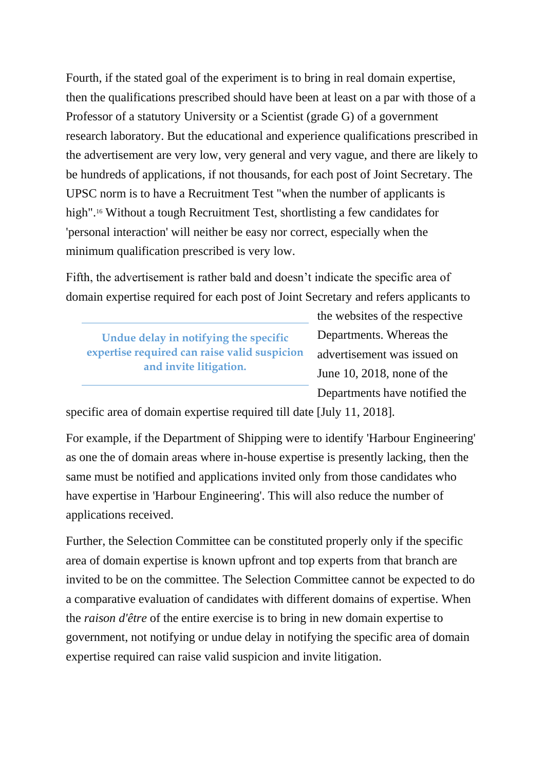Fourth, if the stated goal of the experiment is to bring in real domain expertise, then the qualifications prescribed should have been at least on a par with those of a Professor of a statutory University or a Scientist (grade G) of a government research laboratory. But the educational and experience qualifications prescribed in the advertisement are very low, very general and very vague, and there are likely to be hundreds of applications, if not thousands, for each post of Joint Secretary. The UPSC norm is to have a Recruitment Test "when the number of applicants is high".[16] Without a tough Recruitment Test, shortlisting a few candidates for 'personal interaction' will neither be easy nor correct, especially when the minimum qualification prescribed is very low.

Fifth, the advertisement is rather bald and doesn't indicate the specific area of domain expertise required for each post of Joint Secretary and refers applicants to the websites of the respective Departments. Whereas the advertisement was issued on June 10, 2018, none of the Departments have notified the specific area of domain expertise required till date [July 11, 2018].

> **Undue delay in notifying the specific expertise required can raise valid suspicion and invite litigation.**

For example, if the Department of Shipping were to identify 'Harbour Engineering' as one the of domain areas where in-house expertise is presently lacking, then the same must be notified and applications invited only from those candidates who have expertise in 'Harbour Engineering'. This will also reduce the number of applications received.

Further, the Selection Committee can be constituted properly only if the specific area of domain expertise is known upfront and top experts from that branch are invited to be on the committee. The Selection Committee cannot be expected to do a comparative evaluation of candidates with different domains of expertise. When the *raison d'être* of the entire exercise is to bring in new domain expertise to government, not notifying or undue delay in notifying the specific area of domain expertise required can raise valid suspicion and invite litigation.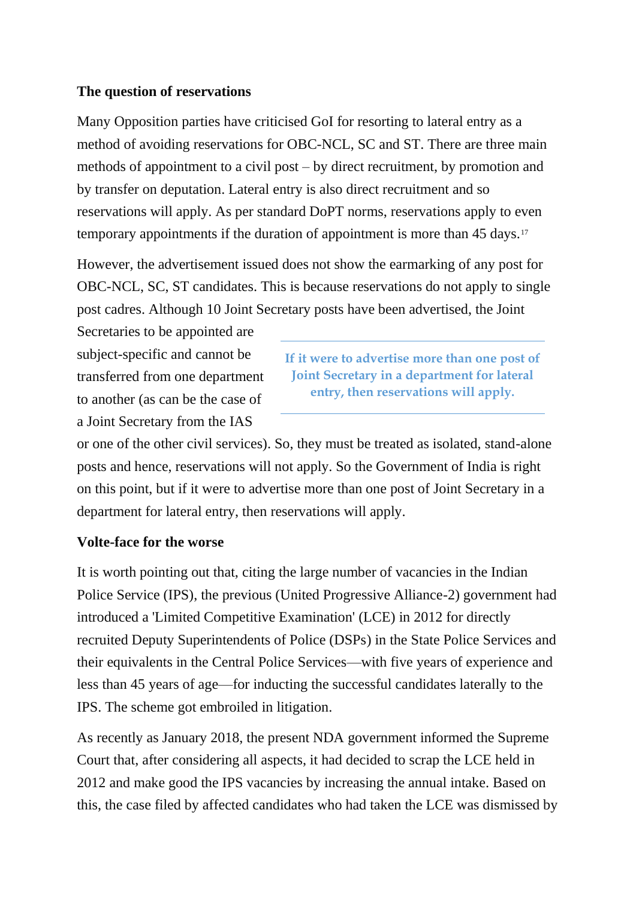**The question of reservations**

Many Opposition parties have criticised GoI for resorting to lateral entry as a method of avoiding reservations for OBC-NCL, SC and ST. There are three main methods of appointment to a civil post – by direct recruitment, by promotion and by transfer on deputation. Lateral entry is also direct recruitment and so reservations will apply. As per standard DoPT norms, reservations apply to even temporary appointments if the duration of appointment is more than 45 days.[17]

However, the advertisement issued does not show the earmarking of any post for OBC-NCL, SC, ST candidates. This is because reservations do not apply to single post cadres. Although 10 Joint Secretary posts have been advertised, the Joint Secretaries to be appointed are subject-specific and cannot be transferred from one department to another (as can be the case of a Joint Secretary from the IAS or one of the other civil services). So, they must be treated as isolated, stand-alone posts and hence, reservations will not apply. So the Government of India is right on this point, but if it were to advertise more than one post of Joint Secretary in a department for lateral entry, then reservations will apply.

> **If it were to advertise more than one post of Joint Secretary in a department for lateral entry, then reservations will apply.**

**Volte-face for the worse**

It is worth pointing out that, citing the large number of vacancies in the Indian Police Service (IPS), the previous (United Progressive Alliance-2) government had introduced a 'Limited Competitive Examination' (LCE) in 2012 for directly recruited Deputy Superintendents of Police (DSPs) in the State Police Services and their equivalents in the Central Police Services—with five years of experience and less than 45 years of age—for inducting the successful candidates laterally to the IPS. The scheme got embroiled in litigation.

As recently as January 2018, the present NDA government informed the Supreme Court that, after considering all aspects, it had decided to scrap the LCE held in 2012 and make good the IPS vacancies by increasing the annual intake. Based on this, the case filed by affected candidates who had taken the LCE was dismissed by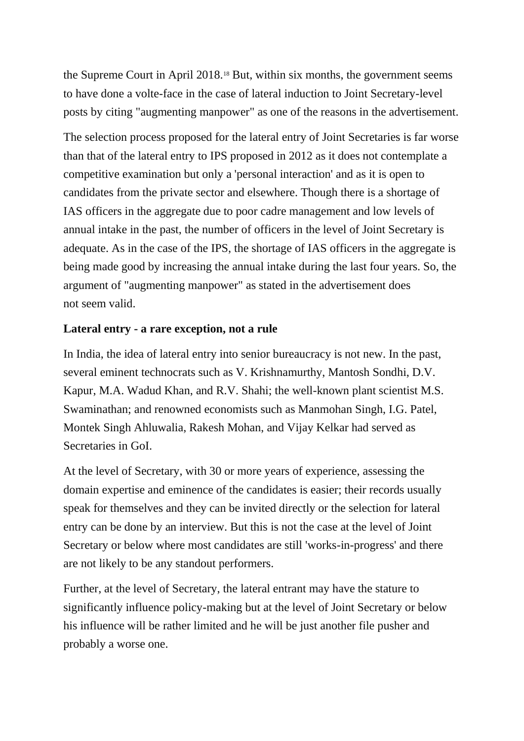the Supreme Court in April 2018.[18] But, within six months, the government seems to have done a volte-face in the case of lateral induction to Joint Secretary-level posts by citing "augmenting manpower" as one of the reasons in the advertisement.

The selection process proposed for the lateral entry of Joint Secretaries is far worse than that of the lateral entry to IPS proposed in 2012 as it does not contemplate a competitive examination but only a 'personal interaction' and as it is open to candidates from the private sector and elsewhere. Though there is a shortage of IAS officers in the aggregate due to poor cadre management and low levels of annual intake in the past, the number of officers in the level of Joint Secretary is adequate. As in the case of the IPS, the shortage of IAS officers in the aggregate is being made good by increasing the annual intake during the last four years. So, the argument of "augmenting manpower" as stated in the advertisement does not seem valid.

**Lateral entry - a rare exception, not a rule**

In India, the idea of lateral entry into senior bureaucracy is not new. In the past, several eminent technocrats such as V. Krishnamurthy, Mantosh Sondhi, D.V. Kapur, M.A. Wadud Khan, and R.V. Shahi; the well-known plant scientist M.S. Swaminathan; and renowned economists such as Manmohan Singh, I.G. Patel, Montek Singh Ahluwalia, Rakesh Mohan, and Vijay Kelkar had served as Secretaries in GoI.

At the level of Secretary, with 30 or more years of experience, assessing the domain expertise and eminence of the candidates is easier; their records usually speak for themselves and they can be invited directly or the selection for lateral entry can be done by an interview. But this is not the case at the level of Joint Secretary or below where most candidates are still 'works-in-progress' and there are not likely to be any standout performers.

Further, at the level of Secretary, the lateral entrant may have the stature to significantly influence policy-making but at the level of Joint Secretary or below his influence will be rather limited and he will be just another file pusher and probably a worse one.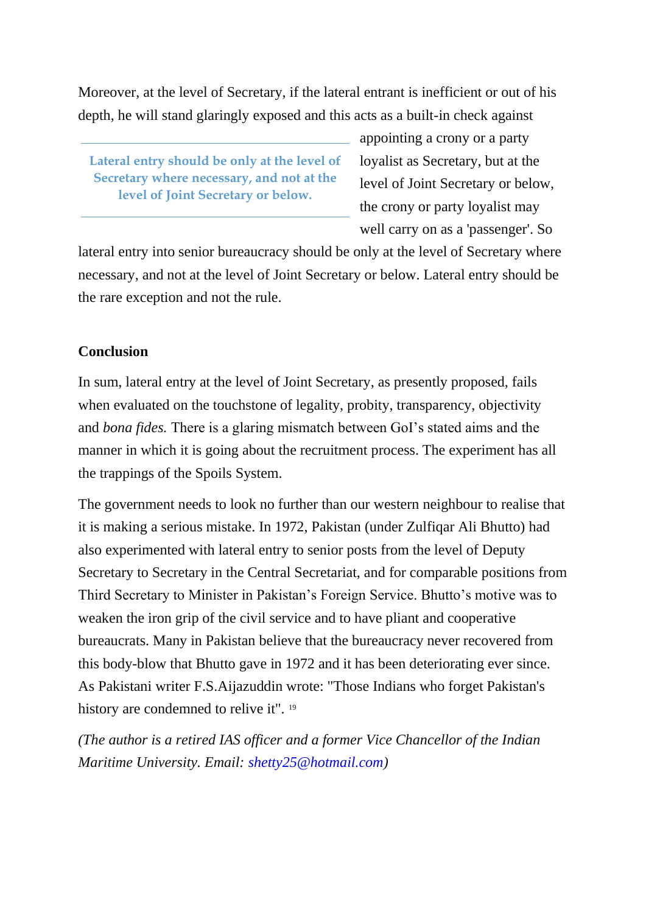Moreover, at the level of Secretary, if the lateral entrant is inefficient or out of his depth, he will stand glaringly exposed and this acts as a built-in check against appointing a crony or a party loyalist as Secretary, but at the level of Joint Secretary or below, the crony or party loyalist may well carry on as a 'passenger'. So lateral entry into senior bureaucracy should be only at the level of Secretary where necessary, and not at the level of Joint Secretary or below. Lateral entry should be the rare exception and not the rule.

> **Lateral entry should be only at the level of Secretary where necessary, and not at the level of Joint Secretary or below.**

**Conclusion**

In sum, lateral entry at the level of Joint Secretary, as presently proposed, fails when evaluated on the touchstone of legality, probity, transparency, objectivity and *bona fides.* There is a glaring mismatch between GoI's stated aims and the manner in which it is going about the recruitment process. The experiment has all the trappings of the Spoils System.

The government needs to look no further than our western neighbour to realise that it is making a serious mistake. In 1972, Pakistan (under Zulfiqar Ali Bhutto) had also experimented with lateral entry to senior posts from the level of Deputy Secretary to Secretary in the Central Secretariat, and for comparable positions from Third Secretary to Minister in Pakistan's Foreign Service. Bhutto's motive was to weaken the iron grip of the civil service and to have pliant and cooperative bureaucrats. Many in Pakistan believe that the bureaucracy never recovered from this body-blow that Bhutto gave in 1972 and it has been deteriorating ever since. As Pakistani writer F.S.Aijazuddin wrote: "Those Indians who forget Pakistan's history are condemned to relive it". [19]

*(The author is a retired IAS officer and a former Vice Chancellor of the Indian Maritime University. Email: shetty25@hotmail.com)*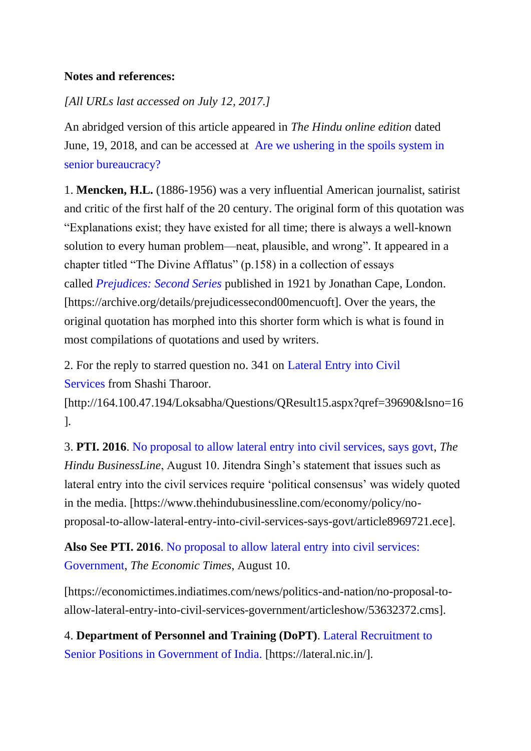**Notes and references:**

*[All URLs last accessed on July 12, 2017.]*

An abridged version of this article appeared in *The Hindu online edition* dated June, 19, 2018, and can be accessed at Are we ushering in the spoils system in senior bureaucracy?

1. **Mencken, H.L.** (1886-1956) was a very influential American journalist, satirist and critic of the first half of the 20 century. The original form of this quotation was "Explanations exist; they have existed for all time; there is always a well-known solution to every human problem—neat, plausible, and wrong". It appeared in a chapter titled "The Divine Afflatus" (p.158) in a collection of essays called *Prejudices: Second Series* published in 1921 by Jonathan Cape, London. [https://archive.org/details/prejudicessecond00mencuoft]. Over the years, the original quotation has morphed into this shorter form which is what is found in most compilations of quotations and used by writers.

2. For the reply to starred question no. 341 on Lateral Entry into Civil Services from Shashi Tharoor. [http://164.100.47.194/Loksabha/Questions/QResult15.aspx?qref=39690&lsno=16].

3. **PTI. 2016**. No proposal to allow lateral entry into civil services, says govt, *The Hindu BusinessLine*, August 10. Jitendra Singh's statement that issues such as lateral entry into the civil services require 'political consensus' was widely quoted in the media. [https://www.thehindubusinessline.com/economy/policy/no-proposal-to-allow-lateral-entry-into-civil-services-says-govt/article8969721.ece].

**Also See PTI. 2016**. No proposal to allow lateral entry into civil services: Government, *The Economic Times*, August 10.

[https://economictimes.indiatimes.com/news/politics-and-nation/no-proposal-to-allow-lateral-entry-into-civil-services-government/articleshow/53632372.cms].

4. **Department of Personnel and Training (DoPT)**. Lateral Recruitment to Senior Positions in Government of India. [https://lateral.nic.in/].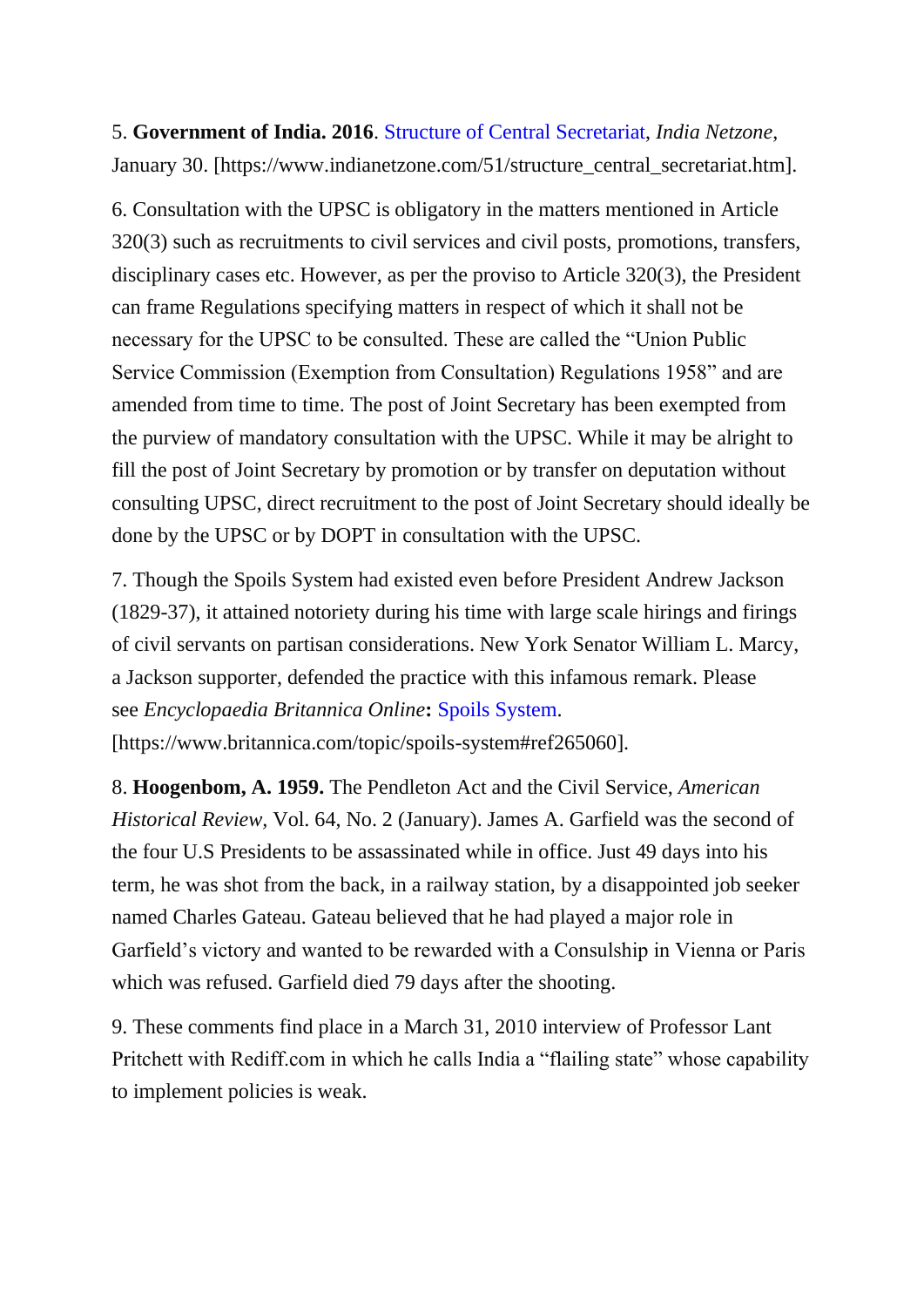5. **Government of India. 2016**. Structure of Central Secretariat, *India Netzone*, January 30. [https://www.indianetzone.com/51/structure_central_secretariat.htm].

6. Consultation with the UPSC is obligatory in the matters mentioned in Article 320(3) such as recruitments to civil services and civil posts, promotions, transfers, disciplinary cases etc. However, as per the proviso to Article 320(3), the President can frame Regulations specifying matters in respect of which it shall not be necessary for the UPSC to be consulted. These are called the "Union Public Service Commission (Exemption from Consultation) Regulations 1958" and are amended from time to time. The post of Joint Secretary has been exempted from the purview of mandatory consultation with the UPSC. While it may be alright to fill the post of Joint Secretary by promotion or by transfer on deputation without consulting UPSC, direct recruitment to the post of Joint Secretary should ideally be done by the UPSC or by DOPT in consultation with the UPSC.

7. Though the Spoils System had existed even before President Andrew Jackson (1829-37), it attained notoriety during his time with large scale hirings and firings of civil servants on partisan considerations. New York Senator William L. Marcy, a Jackson supporter, defended the practice with this infamous remark. Please see *Encyclopaedia Britannica Online***:** Spoils System. [https://www.britannica.com/topic/spoils-system#ref265060].

8. **Hoogenbom, A. 1959.** The Pendleton Act and the Civil Service, *American Historical Review*, Vol. 64, No. 2 (January). James A. Garfield was the second of the four U.S Presidents to be assassinated while in office. Just 49 days into his term, he was shot from the back, in a railway station, by a disappointed job seeker named Charles Gateau. Gateau believed that he had played a major role in Garfield's victory and wanted to be rewarded with a Consulship in Vienna or Paris which was refused. Garfield died 79 days after the shooting.

9. These comments find place in a March 31, 2010 interview of Professor Lant Pritchett with Rediff.com in which he calls India a "flailing state" whose capability to implement policies is weak.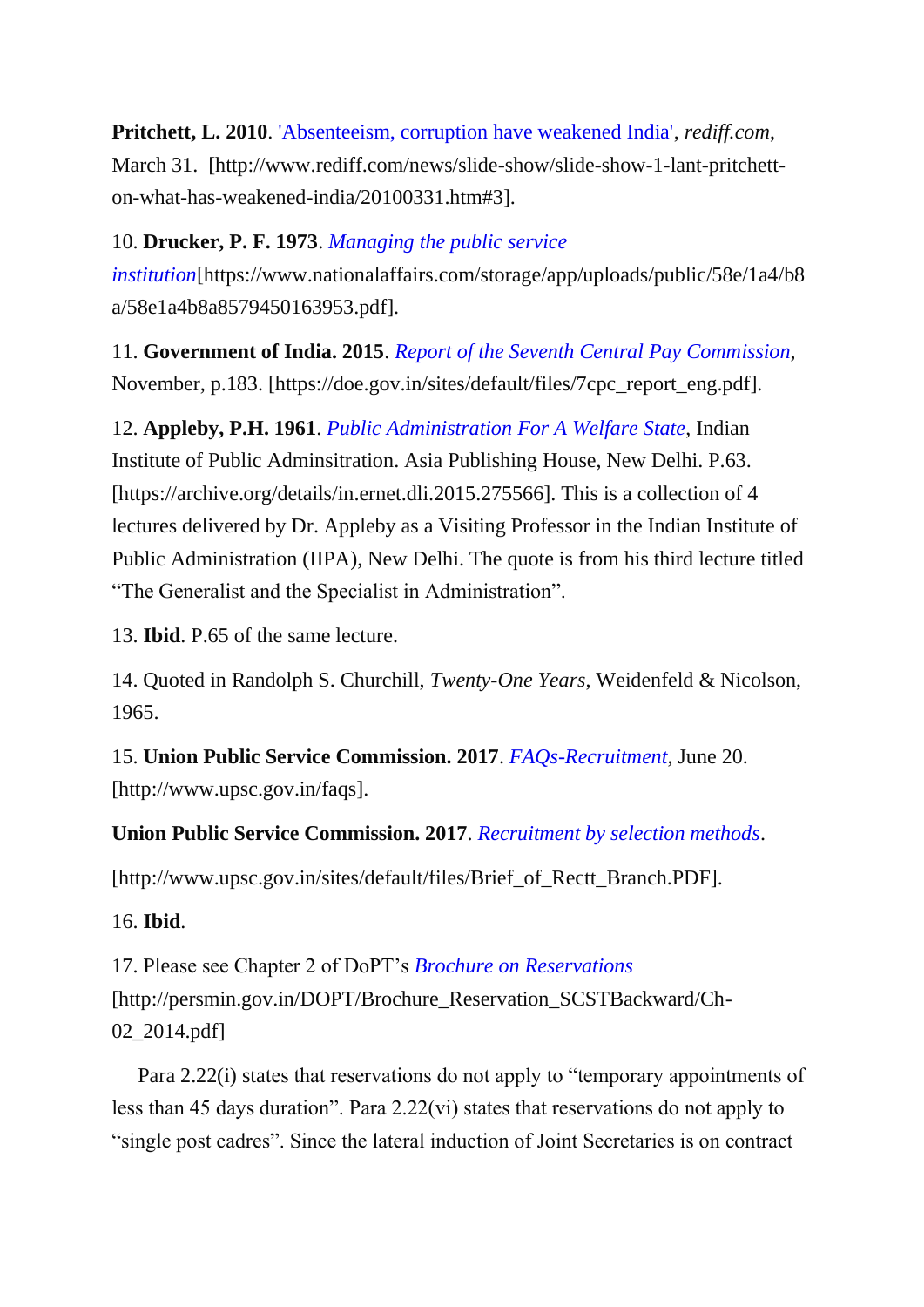**Pritchett, L. 2010**. 'Absenteeism, corruption have weakened India', *rediff.com*, March 31. [http://www.rediff.com/news/slide-show/slide-show-1-lant-pritchett-on-what-has-weakened-india/20100331.htm#3].

10. **Drucker, P. F. 1973**. *Managing the public service institution*[https://www.nationalaffairs.com/storage/app/uploads/public/58e/1a4/b8a/58e1a4b8a8579450163953.pdf].

11. **Government of India. 2015**. *Report of the Seventh Central Pay Commission*, November, p.183. [https://doe.gov.in/sites/default/files/7cpc_report_eng.pdf].

12. **Appleby, P.H. 1961**. *Public Administration For A Welfare State*, Indian Institute of Public Adminsitration. Asia Publishing House, New Delhi. P.63. [https://archive.org/details/in.ernet.dli.2015.275566]. This is a collection of 4 lectures delivered by Dr. Appleby as a Visiting Professor in the Indian Institute of Public Administration (IIPA), New Delhi. The quote is from his third lecture titled "The Generalist and the Specialist in Administration".

13. **Ibid**. P.65 of the same lecture.

14. Quoted in Randolph S. Churchill, *Twenty-One Years*, Weidenfeld & Nicolson, 1965.

15. **Union Public Service Commission. 2017**. *FAQs-Recruitment*, June 20. [http://www.upsc.gov.in/faqs].

**Union Public Service Commission. 2017**. *Recruitment by selection methods*.

[http://www.upsc.gov.in/sites/default/files/Brief_of_Rectt_Branch.PDF].

16. **Ibid**.

17. Please see Chapter 2 of DoPT's *Brochure on Reservations* [http://persmin.gov.in/DOPT/Brochure_Reservation_SCSTBackward/Ch-02_2014.pdf]

Para 2.22(i) states that reservations do not apply to "temporary appointments of less than 45 days duration". Para 2.22(vi) states that reservations do not apply to "single post cadres". Since the lateral induction of Joint Secretaries is on contract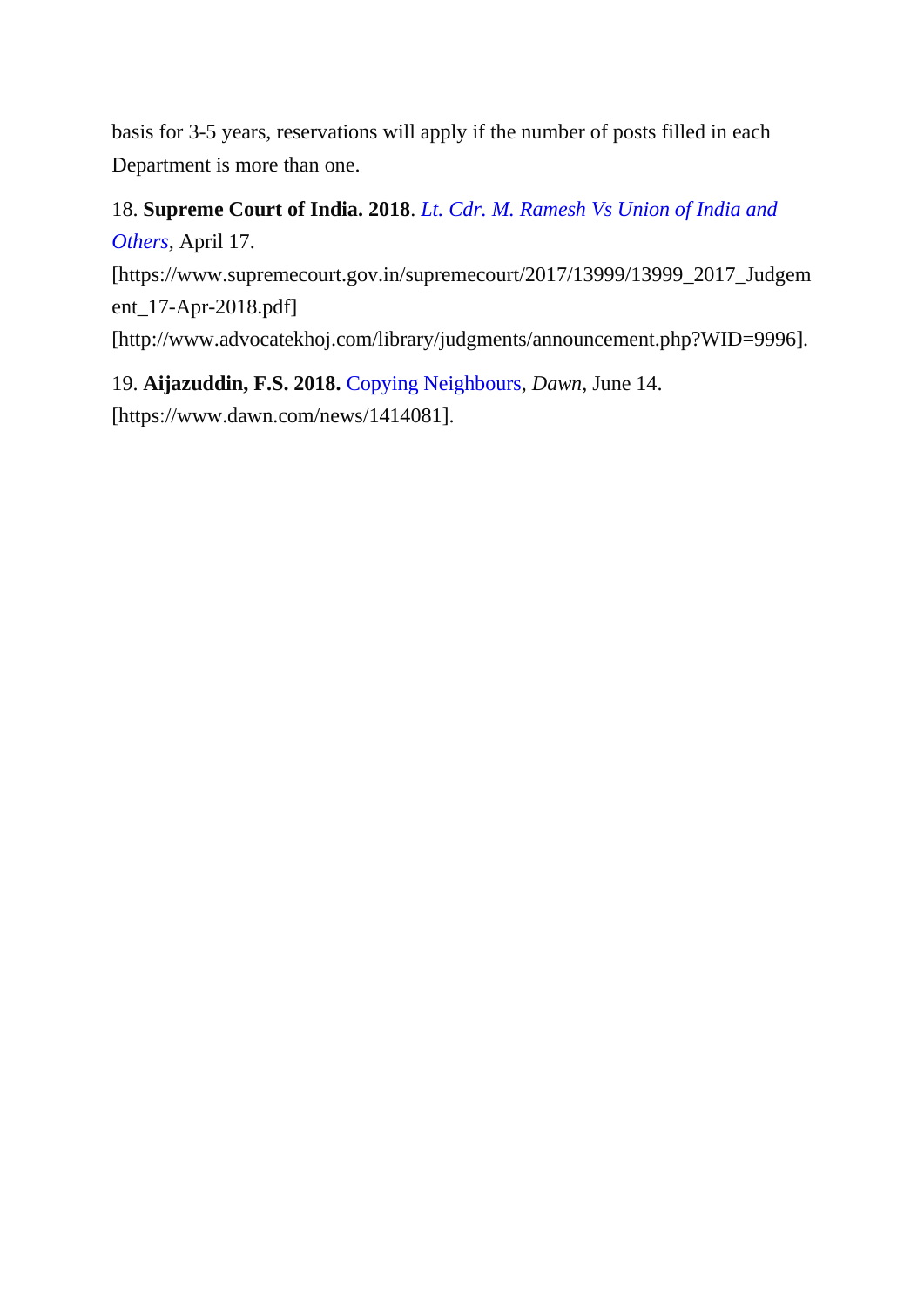basis for 3-5 years, reservations will apply if the number of posts filled in each Department is more than one.

18. **Supreme Court of India. 2018**. *Lt. Cdr. M. Ramesh Vs Union of India and Others*, April 17.
[https://www.supremecourt.gov.in/supremecourt/2017/13999/13999_2017_Judgement_17-Apr-2018.pdf]
[http://www.advocatekhoj.com/library/judgments/announcement.php?WID=9996].

19. **Aijazuddin, F.S. 2018.** Copying Neighbours, *Dawn*, June 14.
[https://www.dawn.com/news/1414081].